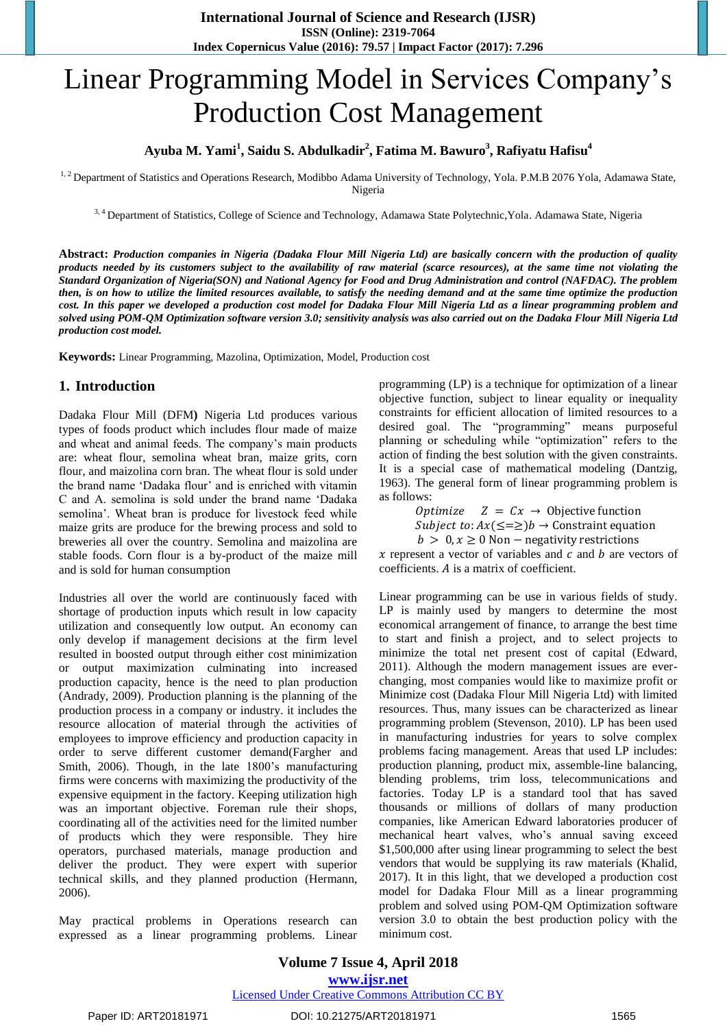# Linear Programming Model in Services Company's Production Cost Management

**Ayuba M. Yami[1], Saidu S. Abdulkadir[2], Fatima M. Bawuro[3], Rafiyatu Hafisu[4]**

[1, 2] Department of Statistics and Operations Research, Modibbo Adama University of Technology, Yola. P.M.B 2076 Yola, Adamawa State, Nigeria

[3, 4] Department of Statistics, College of Science and Technology, Adamawa State Polytechnic,Yola. Adamawa State, Nigeria

**Abstract:** ***Production companies in Nigeria (Dadaka Flour Mill Nigeria Ltd) are basically concern with the production of quality products needed by its customers subject to the availability of raw material (scarce resources), at the same time not violating the Standard Organization of Nigeria(SON) and National Agency for Food and Drug Administration and control (NAFDAC). The problem then, is on how to utilize the limited resources available, to satisfy the needing demand and at the same time optimize the production cost. In this paper we developed a production cost model for Dadaka Flour Mill Nigeria Ltd as a linear programming problem and solved using POM-QM Optimization software version 3.0; sensitivity analysis was also carried out on the Dadaka Flour Mill Nigeria Ltd production cost model.***

**Keywords:** Linear Programming, Mazolina, Optimization, Model, Production cost

## 1. Introduction

Dadaka Flour Mill (DFM**)** Nigeria Ltd produces various types of foods product which includes flour made of maize and wheat and animal feeds. The company's main products are: wheat flour, semolina wheat bran, maize grits, corn flour, and maizolina corn bran. The wheat flour is sold under the brand name 'Dadaka flour' and is enriched with vitamin C and A. semolina is sold under the brand name 'Dadaka semolina'. Wheat bran is produce for livestock feed while maize grits are produce for the brewing process and sold to breweries all over the country. Semolina and maizolina are stable foods. Corn flour is a by-product of the maize mill and is sold for human consumption

Industries all over the world are continuously faced with shortage of production inputs which result in low capacity utilization and consequently low output. An economy can only develop if management decisions at the firm level resulted in boosted output through either cost minimization or output maximization culminating into increased production capacity, hence is the need to plan production (Andrady, 2009). Production planning is the planning of the production process in a company or industry. it includes the resource allocation of material through the activities of employees to improve efficiency and production capacity in order to serve different customer demand(Fargher and Smith, 2006). Though, in the late 1800's manufacturing firms were concerns with maximizing the productivity of the expensive equipment in the factory. Keeping utilization high was an important objective. Foreman rule their shops, coordinating all of the activities need for the limited number of products which they were responsible. They hire operators, purchased materials, manage production and deliver the product. They were expert with superior technical skills, and they planned production (Hermann, 2006).

May practical problems in Operations research can expressed as a linear programming problems. Linear programming (LP) is a technique for optimization of a linear objective function, subject to linear equality or inequality constraints for efficient allocation of limited resources to a desired goal. The "programming" means purposeful planning or scheduling while "optimization" refers to the action of finding the best solution with the given constraints. It is a special case of mathematical modeling (Dantzig, 1963). The general form of linear programming problem is as follows:

$$Optimize \quad Z = Cx \rightarrow \text{Objective function}$$
$$Subject\ to: Ax(\leq=\geq)b \rightarrow \text{Constraint equation}$$
$$b > 0, x \geq 0 \text{ Non} - \text{negativity restrictions}$$

$x$ represent a vector of variables and $c$ and $b$ are vectors of coefficients. $A$ is a matrix of coefficient.

Linear programming can be use in various fields of study. LP is mainly used by mangers to determine the most economical arrangement of finance, to arrange the best time to start and finish a project, and to select projects to minimize the total net present cost of capital (Edward, 2011). Although the modern management issues are ever-changing, most companies would like to maximize profit or Minimize cost (Dadaka Flour Mill Nigeria Ltd) with limited resources. Thus, many issues can be characterized as linear programming problem (Stevenson, 2010). LP has been used in manufacturing industries for years to solve complex problems facing management. Areas that used LP includes: production planning, product mix, assemble-line balancing, blending problems, trim loss, telecommunications and factories. Today LP is a standard tool that has saved thousands or millions of dollars of many production companies, like American Edward laboratories producer of mechanical heart valves, who's annual saving exceed $1,500,000 after using linear programming to select the best vendors that would be supplying its raw materials (Khalid, 2017). It in this light, that we developed a production cost model for Dadaka Flour Mill as a linear programming problem and solved using POM-QM Optimization software version 3.0 to obtain the best production policy with the minimum cost.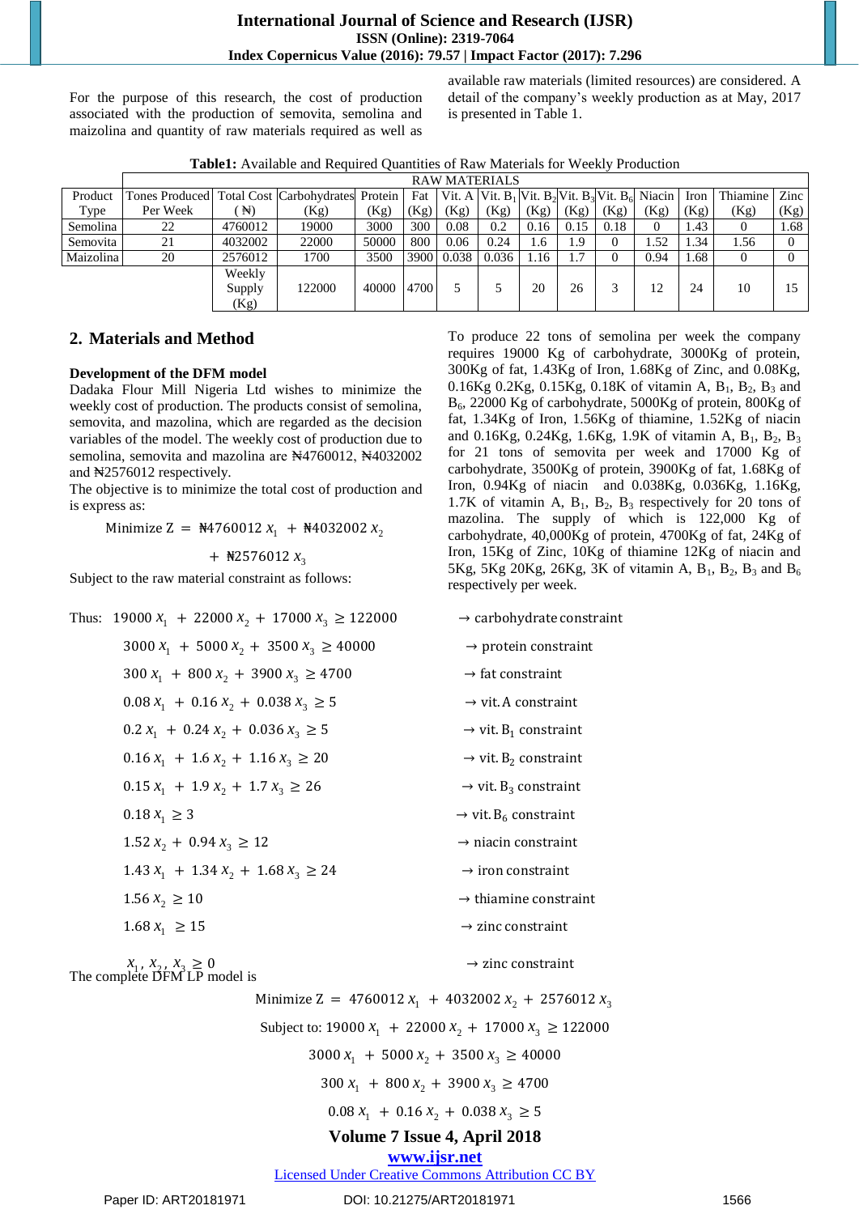For the purpose of this research, the cost of production associated with the production of semovita, semolina and maizolina and quantity of raw materials required as well as available raw materials (limited resources) are considered. A detail of the company's weekly production as at May, 2017 is presented in Table 1.

**Table1:** Available and Required Quantities of Raw Materials for Weekly Production

| | RAW MATERIALS | | | | | | | | | | | | | |
|---|---|---|---|---|---|---|---|---|---|---|---|---|---|---|
| Product Type | Tones Produced Per Week | Total Cost (₦) | Carbohydrates (Kg) | Protein (Kg) | Fat (Kg) | Vit. A (Kg) | Vit. $B_1$ (Kg) | Vit. $B_2$ (Kg) | Vit. $B_3$ (Kg) | Vit. $B_6$ (Kg) | Niacin (Kg) | Iron (Kg) | Thiamine (Kg) | Zinc (Kg) |
| Semolina | 22 | 4760012 | 19000 | 3000 | 300 | 0.08 | 0.2 | 0.16 | 0.15 | 0.18 | 0 | 1.43 | 0 | 1.68 |
| Semovita | 21 | 4032002 | 22000 | 50000 | 800 | 0.06 | 0.24 | 1.6 | 1.9 | 0 | 1.52 | 1.34 | 1.56 | 0 |
| Maizolina | 20 | 2576012 | 1700 | 3500 | 3900 | 0.038 | 0.036 | 1.16 | 1.7 | 0 | 0.94 | 1.68 | 0 | 0 |
| | | Weekly Supply (Kg) | 122000 | 40000 | 4700 | 5 | 5 | 20 | 26 | 3 | 12 | 24 | 10 | 15 |

## 2. Materials and Method

**Development of the DFM model**

Dadaka Flour Mill Nigeria Ltd wishes to minimize the weekly cost of production. The products consist of semolina, semovita, and mazolina, which are regarded as the decision variables of the model. The weekly cost of production due to semolina, semovita and mazolina are ₦4760012, ₦4032002 and ₦2576012 respectively.

The objective is to minimize the total cost of production and is express as:

$$\text{Minimize } Z = ₦4760012\, x_1 + ₦4032002\, x_2 + ₦2576012\, x_3$$

Subject to the raw material constraint as follows:

To produce 22 tons of semolina per week the company requires 19000 Kg of carbohydrate, 3000Kg of protein, 300Kg of fat, 1.43Kg of Iron, 1.68Kg of Zinc, and 0.08Kg, 0.16Kg 0.2Kg, 0.15Kg, 0.18K of vitamin A, $B_1$, $B_2$, $B_3$ and $B_6$, 22000 Kg of carbohydrate, 5000Kg of protein, 800Kg of fat, 1.34Kg of Iron, 1.56Kg of thiamine, 1.52Kg of niacin and 0.16Kg, 0.24Kg, 1.6Kg, 1.9K of vitamin A, $B_1$, $B_2$, $B_3$ for 21 tons of semovita per week and 17000 Kg of carbohydrate, 3500Kg of protein, 3900Kg of fat, 1.68Kg of Iron, 0.94Kg of niacin and 0.038Kg, 0.036Kg, 1.16Kg, 1.7K of vitamin A, $B_1$, $B_2$, $B_3$ respectively for 20 tons of mazolina. The supply of which is 122,000 Kg of carbohydrate, 40,000Kg of protein, 4700Kg of fat, 24Kg of Iron, 15Kg of Zinc, 10Kg of thiamine 12Kg of niacin and 5Kg, 5Kg 20Kg, 26Kg, 3K of vitamin A, $B_1$, $B_2$, $B_3$ and $B_6$ respectively per week.

Thus:

$$19000\, x_1 + 22000\, x_2 + 17000\, x_3 \geq 122000 \quad \rightarrow \text{carbohydrate constraint}$$

$$3000\, x_1 + 5000\, x_2 + 3500\, x_3 \geq 40000 \quad \rightarrow \text{protein constraint}$$

$$300\, x_1 + 800\, x_2 + 3900\, x_3 \geq 4700 \quad \rightarrow \text{fat constraint}$$

$$0.08\, x_1 + 0.16\, x_2 + 0.038\, x_3 \geq 5 \quad \rightarrow \text{vit. A constraint}$$

$$0.2\, x_1 + 0.24\, x_2 + 0.036\, x_3 \geq 5 \quad \rightarrow \text{vit. } B_1 \text{ constraint}$$

$$0.16\, x_1 + 1.6\, x_2 + 1.16\, x_3 \geq 20 \quad \rightarrow \text{vit. } B_2 \text{ constraint}$$

$$0.15\, x_1 + 1.9\, x_2 + 1.7\, x_3 \geq 26 \quad \rightarrow \text{vit. } B_3 \text{ constraint}$$

$$0.18\, x_1 \geq 3 \quad \rightarrow \text{vit. } B_6 \text{ constraint}$$

$$1.52\, x_2 + 0.94\, x_3 \geq 12 \quad \rightarrow \text{niacin constraint}$$

$$1.43\, x_1 + 1.34\, x_2 + 1.68\, x_3 \geq 24 \quad \rightarrow \text{iron constraint}$$

$$1.56\, x_2 \geq 10 \quad \rightarrow \text{thiamine constraint}$$

$$1.68\, x_1 \geq 15 \quad \rightarrow \text{zinc constraint}$$

$$x_1, x_2, x_3 \geq 0 \quad \rightarrow \text{zinc constraint}$$

The complete DFM LP model is

$$\text{Minimize } Z = 4760012\, x_1 + 4032002\, x_2 + 2576012\, x_3$$

$$\text{Subject to: } 19000\, x_1 + 22000\, x_2 + 17000\, x_3 \geq 122000$$

$$3000\, x_1 + 5000\, x_2 + 3500\, x_3 \geq 40000$$

$$300\, x_1 + 800\, x_2 + 3900\, x_3 \geq 4700$$

$$0.08\, x_1 + 0.16\, x_2 + 0.038\, x_3 \geq 5$$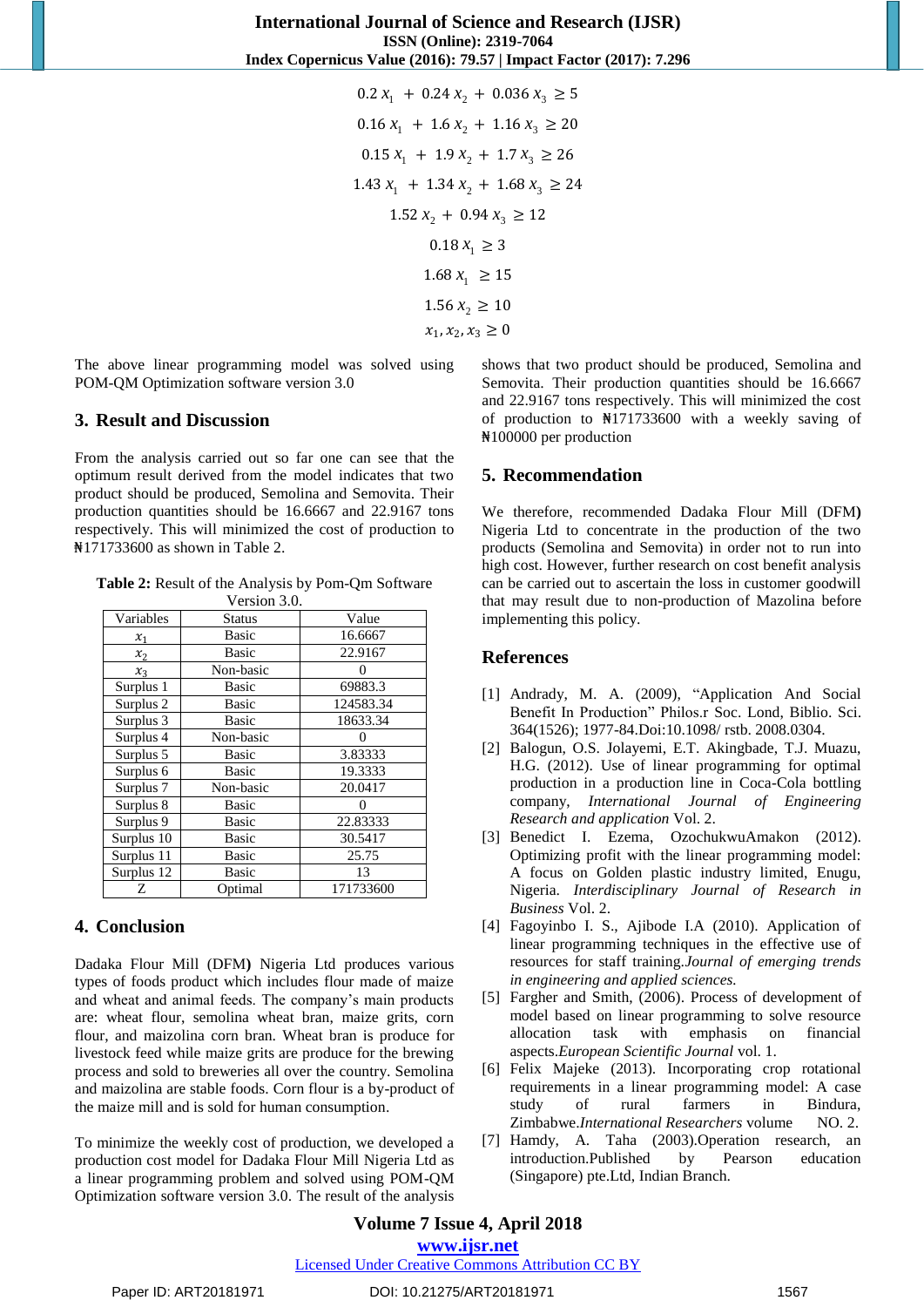$$0.2\,x_1 + 0.24\,x_2 + 0.036\,x_3 \geq 5$$

$$0.16\,x_1 + 1.6\,x_2 + 1.16\,x_3 \geq 20$$

$$0.15\,x_1 + 1.9\,x_2 + 1.7\,x_3 \geq 26$$

$$1.43\,x_1 + 1.34\,x_2 + 1.68\,x_3 \geq 24$$

$$1.52\,x_2 + 0.94\,x_3 \geq 12$$

$$0.18\,x_1 \geq 3$$

$$1.68\,x_1 \geq 15$$

$$1.56\,x_2 \geq 10$$

$$x_1, x_2, x_3 \geq 0$$

The above linear programming model was solved using POM-QM Optimization software version 3.0

## 3. Result and Discussion

From the analysis carried out so far one can see that the optimum result derived from the model indicates that two product should be produced, Semolina and Semovita. Their production quantities should be 16.6667 and 22.9167 tons respectively. This will minimized the cost of production to ₦171733600 as shown in Table 2.

**Table 2:** Result of the Analysis by Pom-Qm Software Version 3.0.

| Variables | Status | Value |
|---|---|---|
| $x_1$ | Basic | 16.6667 |
| $x_2$ | Basic | 22.9167 |
| $x_3$ | Non-basic | 0 |
| Surplus 1 | Basic | 69883.3 |
| Surplus 2 | Basic | 124583.34 |
| Surplus 3 | Basic | 18633.34 |
| Surplus 4 | Non-basic | 0 |
| Surplus 5 | Basic | 3.83333 |
| Surplus 6 | Basic | 19.3333 |
| Surplus 7 | Non-basic | 20.0417 |
| Surplus 8 | Basic | 0 |
| Surplus 9 | Basic | 22.83333 |
| Surplus 10 | Basic | 30.5417 |
| Surplus 11 | Basic | 25.75 |
| Surplus 12 | Basic | 13 |
| Z | Optimal | 171733600 |

## 4. Conclusion

Dadaka Flour Mill (DFM**)** Nigeria Ltd produces various types of foods product which includes flour made of maize and wheat and animal feeds. The company's main products are: wheat flour, semolina wheat bran, maize grits, corn flour, and maizolina corn bran. Wheat bran is produce for livestock feed while maize grits are produce for the brewing process and sold to breweries all over the country. Semolina and maizolina are stable foods. Corn flour is a by-product of the maize mill and is sold for human consumption.

To minimize the weekly cost of production, we developed a production cost model for Dadaka Flour Mill Nigeria Ltd as a linear programming problem and solved using POM-QM Optimization software version 3.0. The result of the analysis shows that two product should be produced, Semolina and Semovita. Their production quantities should be 16.6667 and 22.9167 tons respectively. This will minimized the cost of production to ₦171733600 with a weekly saving of ₦100000 per production

## 5. Recommendation

We therefore, recommended Dadaka Flour Mill (DFM**)** Nigeria Ltd to concentrate in the production of the two products (Semolina and Semovita) in order not to run into high cost. However, further research on cost benefit analysis can be carried out to ascertain the loss in customer goodwill that may result due to non-production of Mazolina before implementing this policy.

## References

[1] Andrady, M. A. (2009), "Application And Social Benefit In Production" Philos.r Soc. Lond, Biblio. Sci. 364(1526); 1977-84.Doi:10.1098/ rstb. 2008.0304.

[2] Balogun, O.S. Jolayemi, E.T. Akingbade, T.J. Muazu, H.G. (2012). Use of linear programming for optimal production in a production line in Coca-Cola bottling company, *International Journal of Engineering Research and application* Vol. 2.

[3] Benedict I. Ezema, OzochukwuAmakon (2012). Optimizing profit with the linear programming model: A focus on Golden plastic industry limited, Enugu, Nigeria. *Interdisciplinary Journal of Research in Business* Vol. 2.

[4] Fagoyinbo I. S., Ajibode I.A (2010). Application of linear programming techniques in the effective use of resources for staff training.*Journal of emerging trends in engineering and applied sciences.*

[5] Fargher and Smith, (2006). Process of development of model based on linear programming to solve resource allocation task with emphasis on financial aspects.*European Scientific Journal* vol. 1.

[6] Felix Majeke (2013). Incorporating crop rotational requirements in a linear programming model: A case study of rural farmers in Bindura, Zimbabwe.*International Researchers* volume NO. 2.

[7] Hamdy, A. Taha (2003).Operation research, an introduction.Published by Pearson education (Singapore) pte.Ltd, Indian Branch.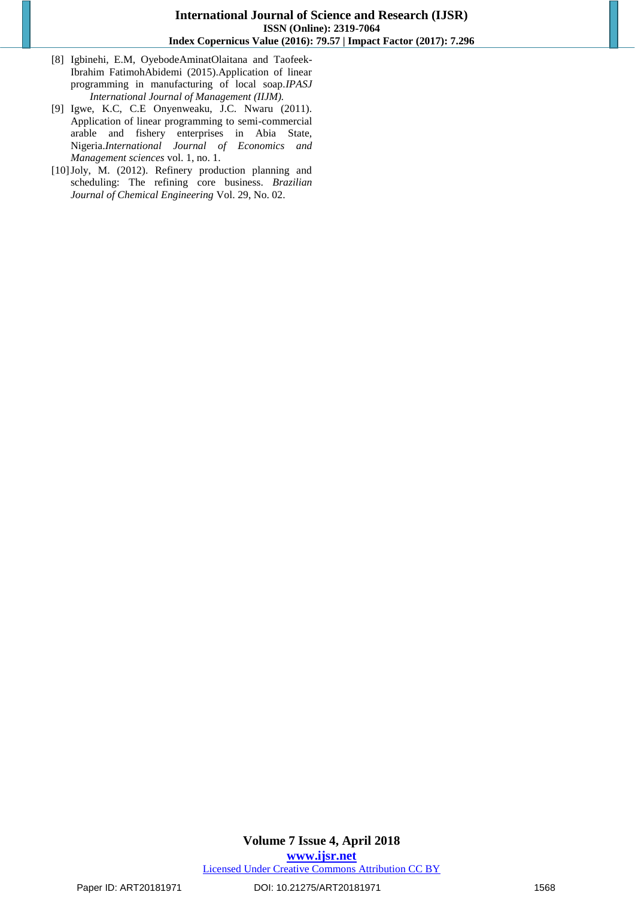[8] Igbinehi, E.M, OyebodeAminatOlaitana and Taofeek-Ibrahim FatimohAbidemi (2015).Application of linear programming in manufacturing of local soap.*IPASJ International Journal of Management (IIJM).*

[9] Igwe, K.C, C.E Onyenweaku, J.C. Nwaru (2011). Application of linear programming to semi-commercial arable and fishery enterprises in Abia State, Nigeria.*International Journal of Economics and Management sciences* vol. 1, no. 1.

[10] Joly, M. (2012). Refinery production planning and scheduling: The refining core business. *Brazilian Journal of Chemical Engineering* Vol. 29, No. 02.